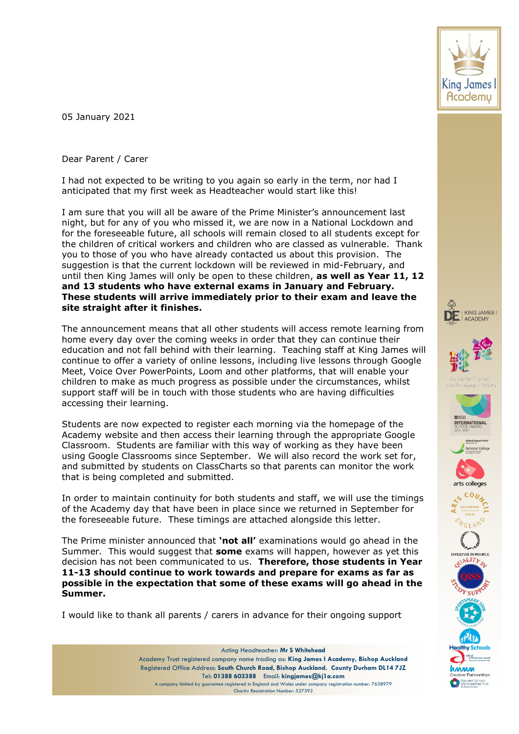05 January 2021

Dear Parent / Carer

I had not expected to be writing to you again so early in the term, nor had I anticipated that my first week as Headteacher would start like this!

I am sure that you will all be aware of the Prime Minister's announcement last night, but for any of you who missed it, we are now in a National Lockdown and for the foreseeable future, all schools will remain closed to all students except for the children of critical workers and children who are classed as vulnerable. Thank you to those of you who have already contacted us about this provision. The suggestion is that the current lockdown will be reviewed in mid-February, and until then King James will only be open to these children, **as well as Year 11, 12 and 13 students who have external exams in January and February. These students will arrive immediately prior to their exam and leave the site straight after it finishes.**

The announcement means that all other students will access remote learning from home every day over the coming weeks in order that they can continue their education and not fall behind with their learning. Teaching staff at King James will continue to offer a variety of online lessons, including live lessons through Google Meet, Voice Over PowerPoints, Loom and other platforms, that will enable your children to make as much progress as possible under the circumstances, whilst support staff will be in touch with those students who are having difficulties accessing their learning.

Students are now expected to register each morning via the homepage of the Academy website and then access their learning through the appropriate Google Classroom. Students are familiar with this way of working as they have been using Google Classrooms since September. We will also record the work set for, and submitted by students on ClassCharts so that parents can monitor the work that is being completed and submitted.

In order to maintain continuity for both students and staff, we will use the timings of the Academy day that have been in place since we returned in September for the foreseeable future. These timings are attached alongside this letter.

The Prime minister announced that **'not all'** examinations would go ahead in the Summer. This would suggest that **some** exams will happen, however as yet this decision has not been communicated to us. **Therefore, those students in Year 11-13 should continue to work towards and prepare for exams as far as possible in the expectation that some of these exams will go ahead in the Summer.**

I would like to thank all parents / carers in advance for their ongoing support

Acting Headteacher: **Mr S Whitehead**
Academy Trust registered company name trading as: **King James I Academy, Bishop Auckland**
Registered Office Address: **South Church Road, Bishop Auckland. County Durham DL14 7JZ**
Tel: **01388 603388** Email: **kingjames@kj1a.com**
A company limited by guarantee registered in England and Wales under company registration number: 7638979
Charity Registration Number: 527392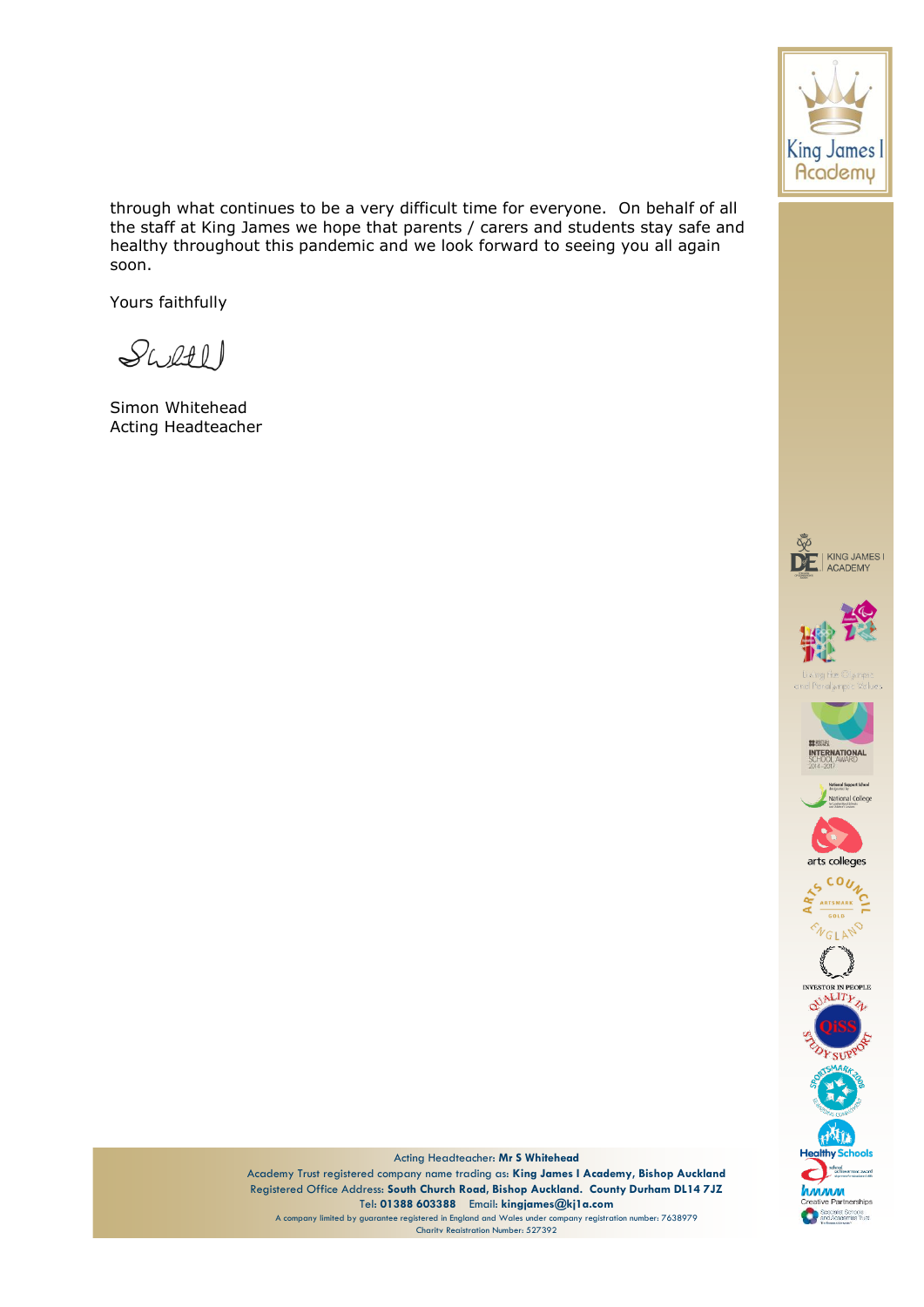through what continues to be a very difficult time for everyone. On behalf of all the staff at King James we hope that parents / carers and students stay safe and healthy throughout this pandemic and we look forward to seeing you all again soon.

Yours faithfully

Simon Whitehead
Acting Headteacher

Acting Headteacher: **Mr S Whitehead**
Academy Trust registered company name trading as: **King James I Academy, Bishop Auckland**
Registered Office Address: **South Church Road, Bishop Auckland. County Durham DL14 7JZ**
Tel: **01388 603388** Email: **kingjames@kj1a.com**
A company limited by guarantee registered in England and Wales under company registration number: 7638979
Charity Registration Number: 527392